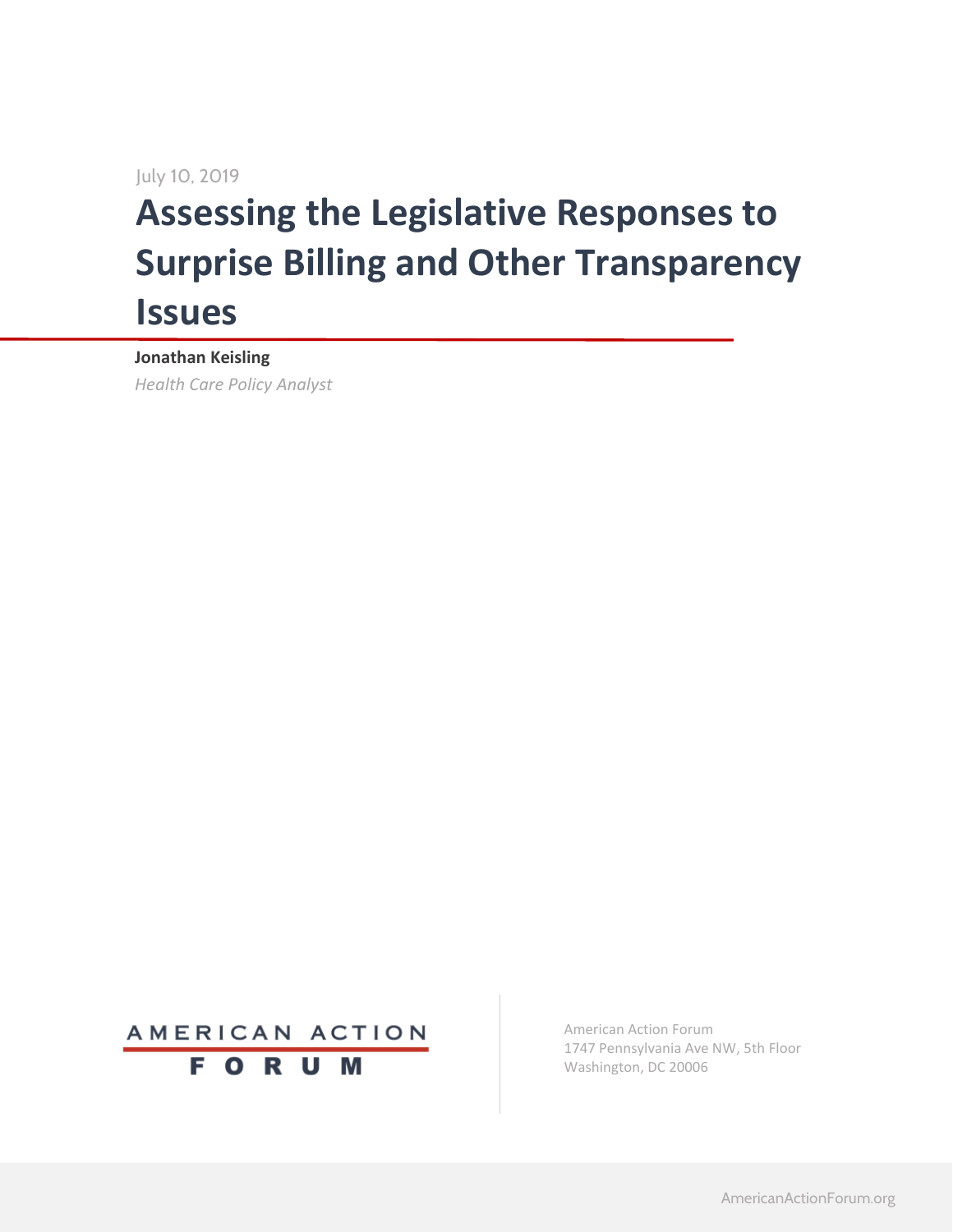July 10, 2019

# Assessing the Legislative Responses to Surprise Billing and Other Transparency Issues

**Jonathan Keisling**

*Health Care Policy Analyst*

AMERICAN ACTION FORUM

American Action Forum
1747 Pennsylvania Ave NW, 5th Floor
Washington, DC 20006

AmericanActionForum.org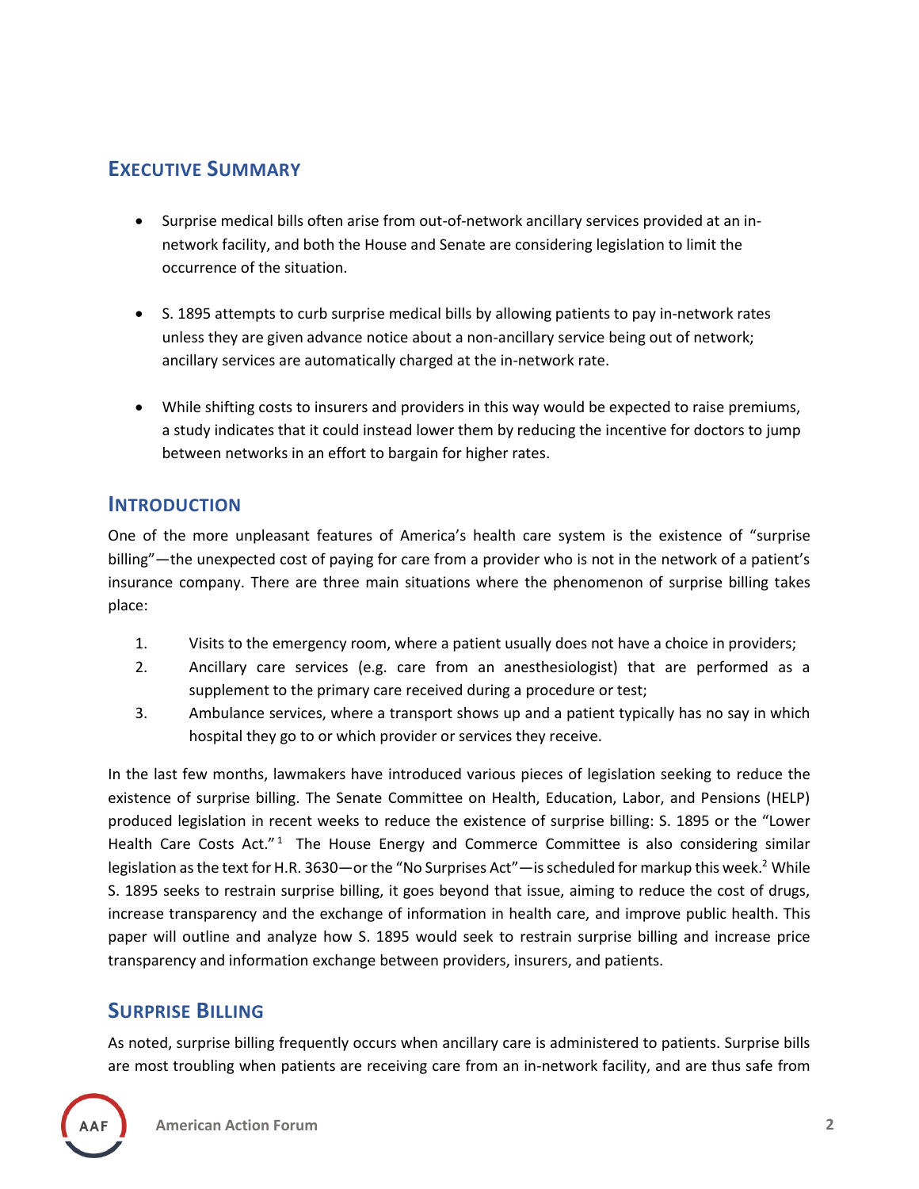## Executive Summary

- Surprise medical bills often arise from out-of-network ancillary services provided at an in-network facility, and both the House and Senate are considering legislation to limit the occurrence of the situation.
- S. 1895 attempts to curb surprise medical bills by allowing patients to pay in-network rates unless they are given advance notice about a non-ancillary service being out of network; ancillary services are automatically charged at the in-network rate.
- While shifting costs to insurers and providers in this way would be expected to raise premiums, a study indicates that it could instead lower them by reducing the incentive for doctors to jump between networks in an effort to bargain for higher rates.

## Introduction

One of the more unpleasant features of America's health care system is the existence of "surprise billing"—the unexpected cost of paying for care from a provider who is not in the network of a patient's insurance company. There are three main situations where the phenomenon of surprise billing takes place:

1. Visits to the emergency room, where a patient usually does not have a choice in providers;
2. Ancillary care services (e.g. care from an anesthesiologist) that are performed as a supplement to the primary care received during a procedure or test;
3. Ambulance services, where a transport shows up and a patient typically has no say in which hospital they go to or which provider or services they receive.

In the last few months, lawmakers have introduced various pieces of legislation seeking to reduce the existence of surprise billing. The Senate Committee on Health, Education, Labor, and Pensions (HELP) produced legislation in recent weeks to reduce the existence of surprise billing: S. 1895 or the "Lower Health Care Costs Act."[1] The House Energy and Commerce Committee is also considering similar legislation as the text for H.R. 3630—or the "No Surprises Act"—is scheduled for markup this week.[2] While S. 1895 seeks to restrain surprise billing, it goes beyond that issue, aiming to reduce the cost of drugs, increase transparency and the exchange of information in health care, and improve public health. This paper will outline and analyze how S. 1895 would seek to restrain surprise billing and increase price transparency and information exchange between providers, insurers, and patients.

## Surprise Billing

As noted, surprise billing frequently occurs when ancillary care is administered to patients. Surprise bills are most troubling when patients are receiving care from an in-network facility, and are thus safe from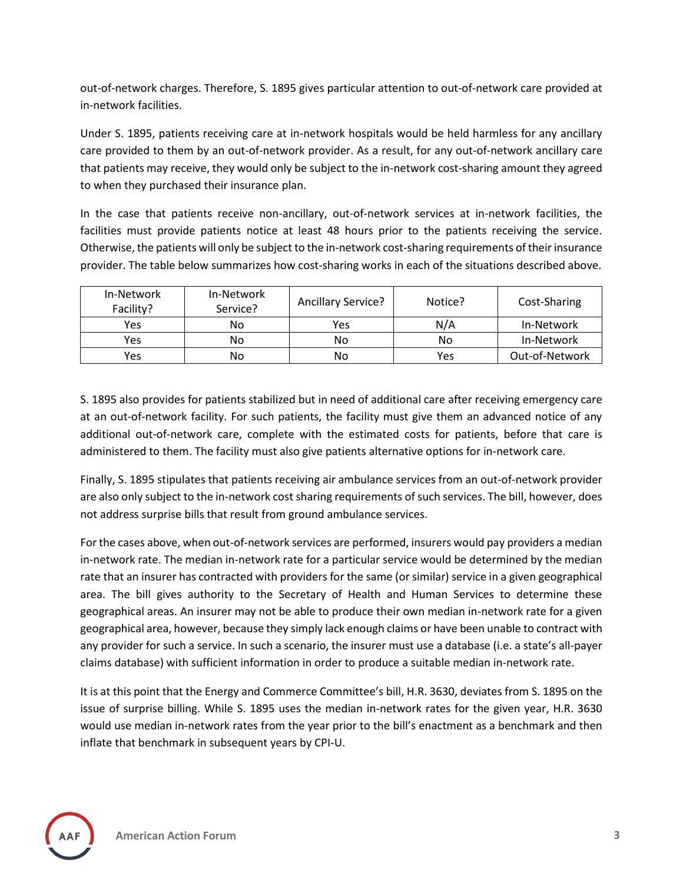out-of-network charges. Therefore, S. 1895 gives particular attention to out-of-network care provided at in-network facilities.

Under S. 1895, patients receiving care at in-network hospitals would be held harmless for any ancillary care provided to them by an out-of-network provider. As a result, for any out-of-network ancillary care that patients may receive, they would only be subject to the in-network cost-sharing amount they agreed to when they purchased their insurance plan.

In the case that patients receive non-ancillary, out-of-network services at in-network facilities, the facilities must provide patients notice at least 48 hours prior to the patients receiving the service. Otherwise, the patients will only be subject to the in-network cost-sharing requirements of their insurance provider. The table below summarizes how cost-sharing works in each of the situations described above.

| In-Network Facility? | In-Network Service? | Ancillary Service? | Notice? | Cost-Sharing |
|---|---|---|---|---|
| Yes | No | Yes | N/A | In-Network |
| Yes | No | No | No | In-Network |
| Yes | No | No | Yes | Out-of-Network |

S. 1895 also provides for patients stabilized but in need of additional care after receiving emergency care at an out-of-network facility. For such patients, the facility must give them an advanced notice of any additional out-of-network care, complete with the estimated costs for patients, before that care is administered to them. The facility must also give patients alternative options for in-network care.

Finally, S. 1895 stipulates that patients receiving air ambulance services from an out-of-network provider are also only subject to the in-network cost sharing requirements of such services. The bill, however, does not address surprise bills that result from ground ambulance services.

For the cases above, when out-of-network services are performed, insurers would pay providers a median in-network rate. The median in-network rate for a particular service would be determined by the median rate that an insurer has contracted with providers for the same (or similar) service in a given geographical area. The bill gives authority to the Secretary of Health and Human Services to determine these geographical areas. An insurer may not be able to produce their own median in-network rate for a given geographical area, however, because they simply lack enough claims or have been unable to contract with any provider for such a service. In such a scenario, the insurer must use a database (i.e. a state's all-payer claims database) with sufficient information in order to produce a suitable median in-network rate.

It is at this point that the Energy and Commerce Committee's bill, H.R. 3630, deviates from S. 1895 on the issue of surprise billing. While S. 1895 uses the median in-network rates for the given year, H.R. 3630 would use median in-network rates from the year prior to the bill's enactment as a benchmark and then inflate that benchmark in subsequent years by CPI-U.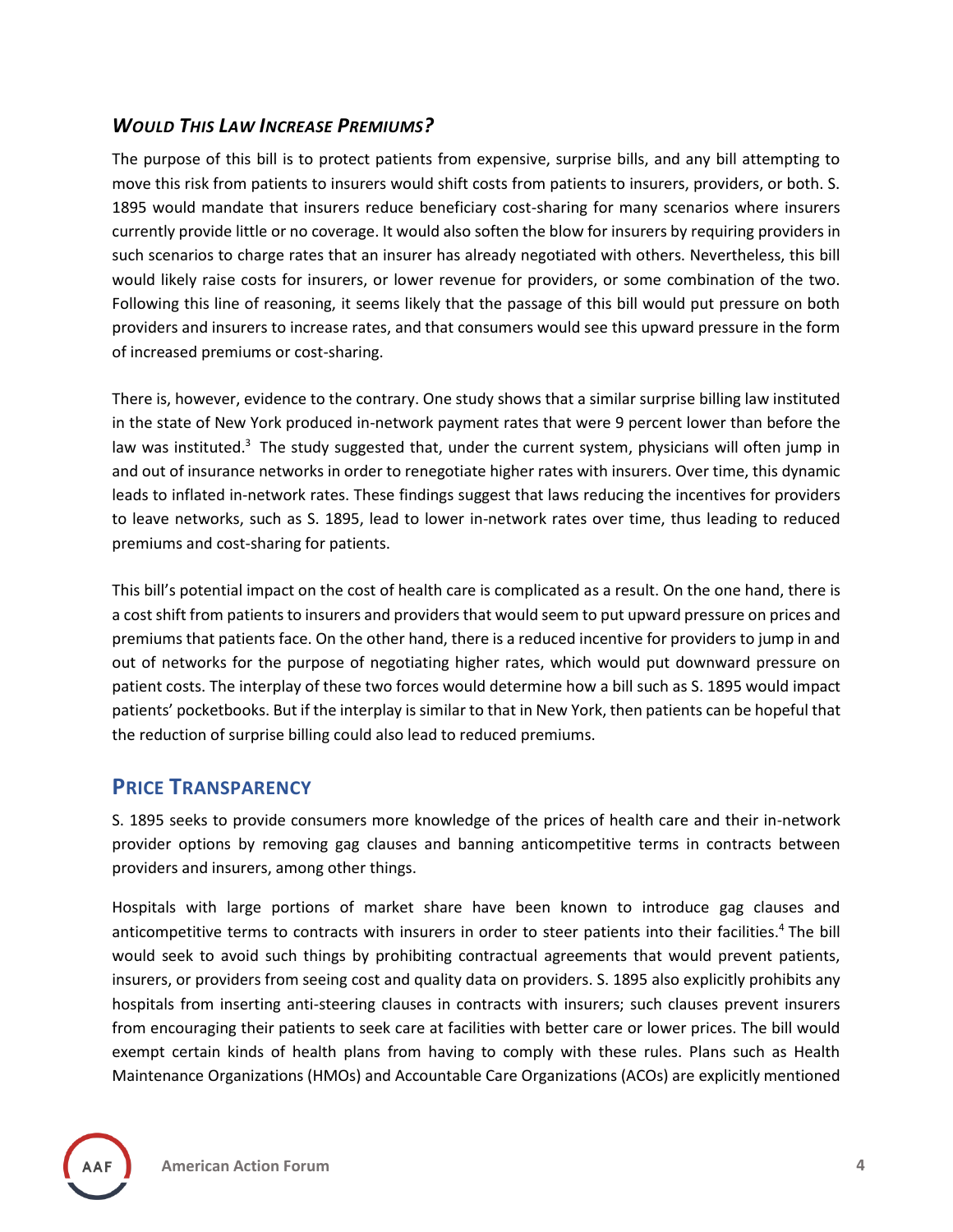### *Would This Law Increase Premiums?*

The purpose of this bill is to protect patients from expensive, surprise bills, and any bill attempting to move this risk from patients to insurers would shift costs from patients to insurers, providers, or both. S. 1895 would mandate that insurers reduce beneficiary cost-sharing for many scenarios where insurers currently provide little or no coverage. It would also soften the blow for insurers by requiring providers in such scenarios to charge rates that an insurer has already negotiated with others. Nevertheless, this bill would likely raise costs for insurers, or lower revenue for providers, or some combination of the two. Following this line of reasoning, it seems likely that the passage of this bill would put pressure on both providers and insurers to increase rates, and that consumers would see this upward pressure in the form of increased premiums or cost-sharing.

There is, however, evidence to the contrary. One study shows that a similar surprise billing law instituted in the state of New York produced in-network payment rates that were 9 percent lower than before the law was instituted.[3] The study suggested that, under the current system, physicians will often jump in and out of insurance networks in order to renegotiate higher rates with insurers. Over time, this dynamic leads to inflated in-network rates. These findings suggest that laws reducing the incentives for providers to leave networks, such as S. 1895, lead to lower in-network rates over time, thus leading to reduced premiums and cost-sharing for patients.

This bill's potential impact on the cost of health care is complicated as a result. On the one hand, there is a cost shift from patients to insurers and providers that would seem to put upward pressure on prices and premiums that patients face. On the other hand, there is a reduced incentive for providers to jump in and out of networks for the purpose of negotiating higher rates, which would put downward pressure on patient costs. The interplay of these two forces would determine how a bill such as S. 1895 would impact patients' pocketbooks. But if the interplay is similar to that in New York, then patients can be hopeful that the reduction of surprise billing could also lead to reduced premiums.

## Price Transparency

S. 1895 seeks to provide consumers more knowledge of the prices of health care and their in-network provider options by removing gag clauses and banning anticompetitive terms in contracts between providers and insurers, among other things.

Hospitals with large portions of market share have been known to introduce gag clauses and anticompetitive terms to contracts with insurers in order to steer patients into their facilities.[4] The bill would seek to avoid such things by prohibiting contractual agreements that would prevent patients, insurers, or providers from seeing cost and quality data on providers. S. 1895 also explicitly prohibits any hospitals from inserting anti-steering clauses in contracts with insurers; such clauses prevent insurers from encouraging their patients to seek care at facilities with better care or lower prices. The bill would exempt certain kinds of health plans from having to comply with these rules. Plans such as Health Maintenance Organizations (HMOs) and Accountable Care Organizations (ACOs) are explicitly mentioned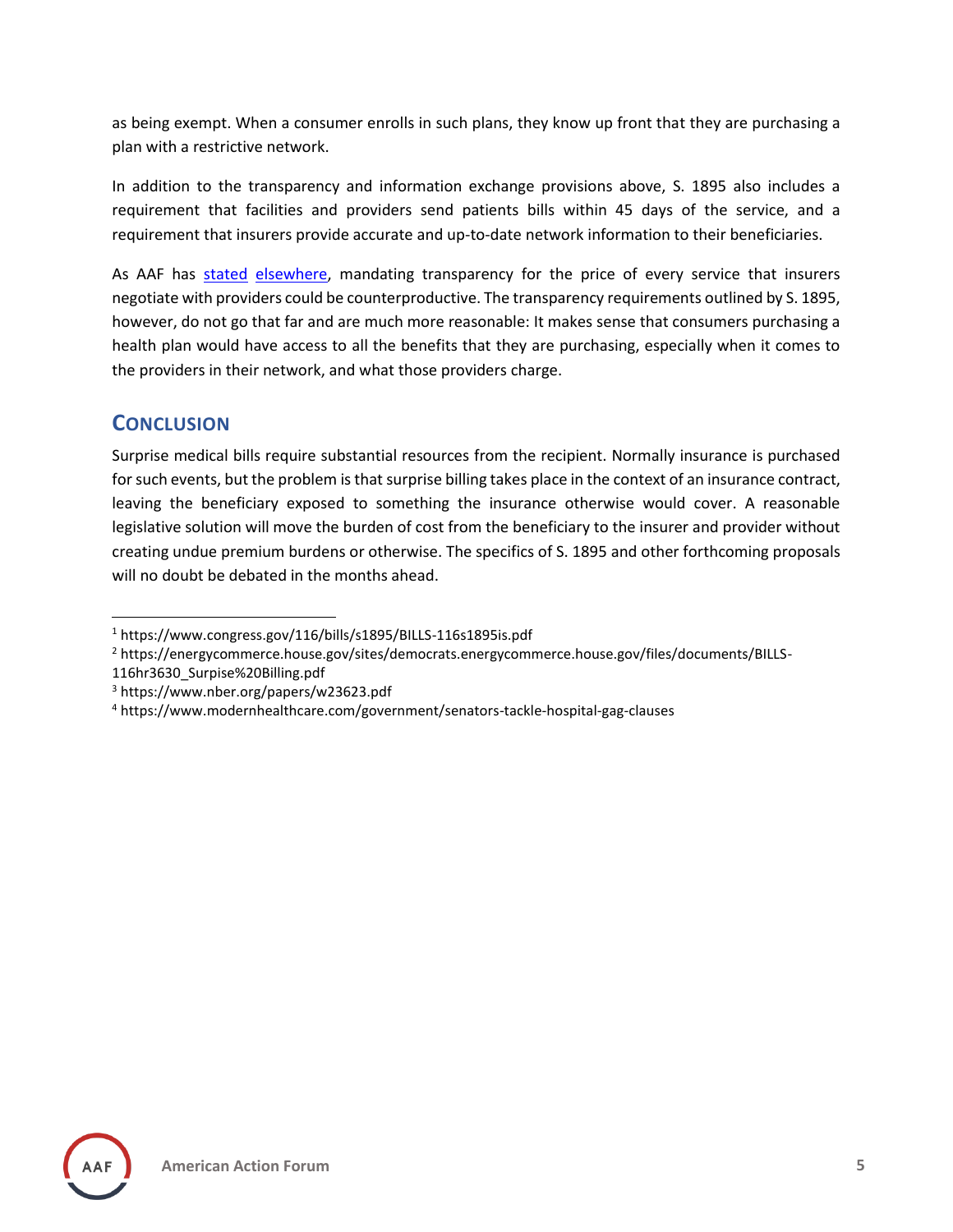as being exempt. When a consumer enrolls in such plans, they know up front that they are purchasing a plan with a restrictive network.

In addition to the transparency and information exchange provisions above, S. 1895 also includes a requirement that facilities and providers send patients bills within 45 days of the service, and a requirement that insurers provide accurate and up-to-date network information to their beneficiaries.

As AAF has stated elsewhere, mandating transparency for the price of every service that insurers negotiate with providers could be counterproductive. The transparency requirements outlined by S. 1895, however, do not go that far and are much more reasonable: It makes sense that consumers purchasing a health plan would have access to all the benefits that they are purchasing, especially when it comes to the providers in their network, and what those providers charge.

## Conclusion

Surprise medical bills require substantial resources from the recipient. Normally insurance is purchased for such events, but the problem is that surprise billing takes place in the context of an insurance contract, leaving the beneficiary exposed to something the insurance otherwise would cover. A reasonable legislative solution will move the burden of cost from the beneficiary to the insurer and provider without creating undue premium burdens or otherwise. The specifics of S. 1895 and other forthcoming proposals will no doubt be debated in the months ahead.

---

[1] https://www.congress.gov/116/bills/s1895/BILLS-116s1895is.pdf

[2] https://energycommerce.house.gov/sites/democrats.energycommerce.house.gov/files/documents/BILLS-116hr3630_Surpise%20Billing.pdf

[3] https://www.nber.org/papers/w23623.pdf

[4] https://www.modernhealthcare.com/government/senators-tackle-hospital-gag-clauses